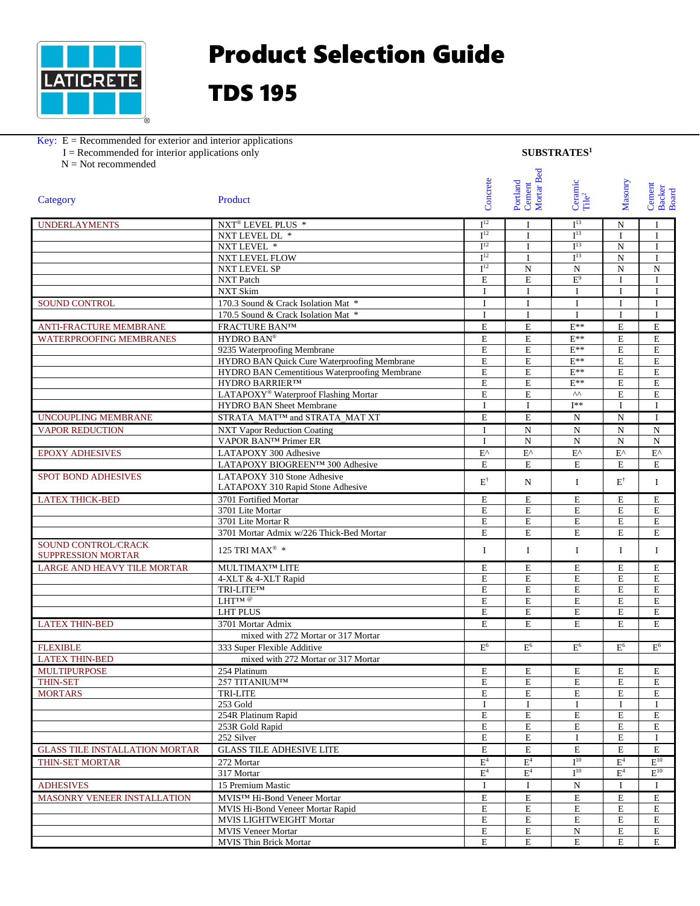# Product Selection Guide

## TDS 195

Key: E = Recommended for exterior and interior applications
I = Recommended for interior applications only
N = Not recommended

| Category | Product | SUBSTRATES[1] Concrete | Portland Cement Mortar Bed | Ceramic Tile[2] | Masonry | Cement Backer Board |
|---|---|---|---|---|---|---|
| UNDERLAYMENTS | NXT® LEVEL PLUS * | I[12] | I | I[13] | N | I |
| | NXT LEVEL DL * | I[12] | I | I[13] | I | I |
| | NXT LEVEL * | I[12] | I | I[13] | N | I |
| | NXT LEVEL FLOW | I[12] | I | I[13] | N | I |
| | NXT LEVEL SP | I[12] | N | N | N | N |
| | NXT Patch | E | E | E[9] | I | I |
| | NXT Skim | I | I | I | I | I |
| SOUND CONTROL | 170.3 Sound & Crack Isolation Mat * | I | I | I | I | I |
| | 170.5 Sound & Crack Isolation Mat * | I | I | I | I | I |
| ANTI-FRACTURE MEMBRANE | FRACTURE BAN™ | E | E | E** | E | E |
| WATERPROOFING MEMBRANES | HYDRO BAN® | E | E | E** | E | E |
| | 9235 Waterproofing Membrane | E | E | E** | E | E |
| | HYDRO BAN Quick Cure Waterproofing Membrane | E | E | E** | E | E |
| | HYDRO BAN Cementitious Waterproofing Membrane | E | E | E** | E | E |
| | HYDRO BARRIER™ | E | E | E** | E | E |
| | LATAPOXY® Waterproof Flashing Mortar | E | E | ^^ | E | E |
| | HYDRO BAN Sheet Membrane | I | I | I** | I | I |
| UNCOUPLING MEMBRANE | STRATA_MAT™ and STRATA_MAT XT | E | E | N | N | I |
| VAPOR REDUCTION | NXT Vapor Reduction Coating | I | N | N | N | N |
| | VAPOR BAN™ Primer ER | I | N | N | N | N |
| EPOXY ADHESIVES | LATAPOXY 300 Adhesive | E^ | E^ | E^ | E^ | E^ |
| | LATAPOXY BIOGREEN™ 300 Adhesive | E | E | E | E | E |
| SPOT BOND ADHESIVES | LATAPOXY 310 Stone Adhesive<br>LATAPOXY 310 Rapid Stone Adhesive | E[†] | N | I | E[†] | I |
| LATEX THICK-BED | 3701 Fortified Mortar | E | E | E | E | E |
| | 3701 Lite Mortar | E | E | E | E | E |
| | 3701 Lite Mortar R | E | E | E | E | E |
| | 3701 Mortar Admix w/226 Thick-Bed Mortar | E | E | E | E | E |
| SOUND CONTROL/CRACK SUPPRESSION MORTAR | 125 TRI MAX® * | I | I | I | I | I |
| LARGE AND HEAVY TILE MORTAR | MULTIMAX™ LITE | E | E | E | E | E |
| | 4-XLT & 4-XLT Rapid | E | E | E | E | E |
| | TRI-LITE™ | E | E | E | E | E |
| | LHT™ @ | E | E | E | E | E |
| | LHT PLUS | E | E | E | E | E |
| LATEX THIN-BED | 3701 Mortar Admix<br>mixed with 272 Mortar or 317 Mortar | E | E | E | E | E |
| FLEXIBLE LATEX THIN-BED | 333 Super Flexible Additive<br>mixed with 272 Mortar or 317 Mortar | E[6] | E[6] | E[6] | E[6] | E[6] |
| MULTIPURPOSE THIN-SET MORTARS | 254 Platinum | E | E | E | E | E |
| | 257 TITANIUM™ | E | E | E | E | E |
| | TRI-LITE | E | E | E | E | E |
| | 253 Gold | I | I | I | I | I |
| | 254R Platinum Rapid | E | E | E | E | E |
| | 253R Gold Rapid | E | E | E | E | E |
| | 252 Silver | E | E | I | E | I |
| GLASS TILE INSTALLATION MORTAR | GLASS TILE ADHESIVE LITE | E | E | E | E | E |
| THIN-SET MORTAR | 272 Mortar | E[4] | E[4] | I[10] | E[4] | E[10] |
| | 317 Mortar | E[4] | E[4] | I[10] | E[4] | E[10] |
| ADHESIVES | 15 Premium Mastic | I | I | N | I | I |
| MASONRY VENEER INSTALLATION | MVIS™ Hi-Bond Veneer Mortar | E | E | E | E | E |
| | MVIS Hi-Bond Veneer Mortar Rapid | E | E | E | E | E |
| | MVIS LIGHTWEIGHT Mortar | E | E | E | E | E |
| | MVIS Veneer Mortar | E | E | N | E | E |
| | MVIS Thin Brick Mortar | E | E | E | E | E |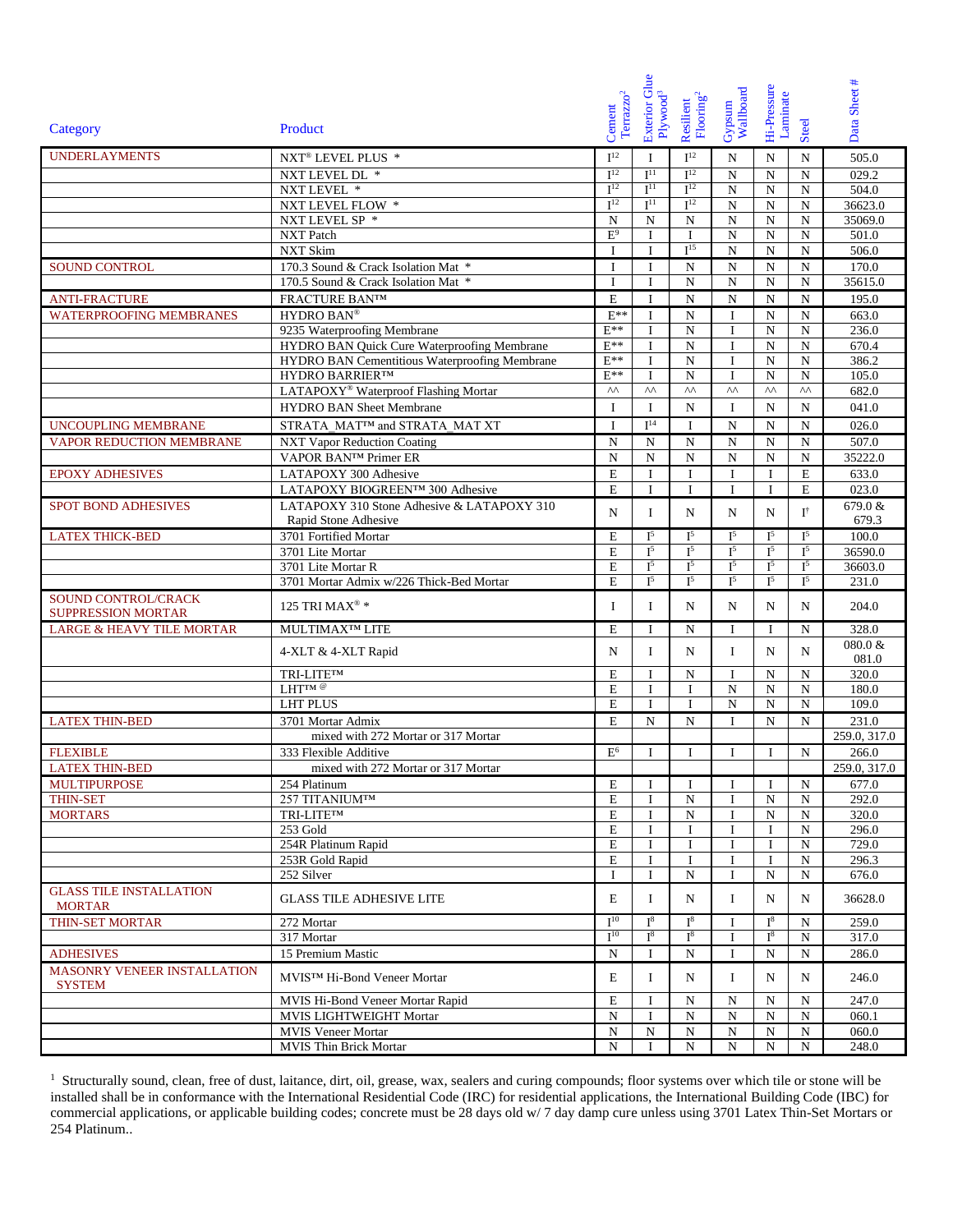| Category | Product | Cement Terrazzo[2] | Exterior Glue Plywood[3] | Resilient Flooring[2] | Gypsum Wallboard | Hi-Pressure Laminate | Steel | Data Sheet # |
|---|---|---|---|---|---|---|---|---|
| UNDERLAYMENTS | NXT® LEVEL PLUS * | I[12] | I | I[12] | N | N | N | 505.0 |
| | NXT LEVEL DL * | I[12] | I[11] | I[12] | N | N | N | 029.2 |
| | NXT LEVEL * | I[12] | I[11] | I[12] | N | N | N | 504.0 |
| | NXT LEVEL FLOW * | I[12] | I[11] | I[12] | N | N | N | 36623.0 |
| | NXT LEVEL SP * | N | N | N | N | N | N | 35069.0 |
| | NXT Patch | E[9] | I | I | N | N | N | 501.0 |
| | NXT Skim | I | I | I[15] | N | N | N | 506.0 |
| SOUND CONTROL | 170.3 Sound & Crack Isolation Mat * | I | I | N | N | N | N | 170.0 |
| | 170.5 Sound & Crack Isolation Mat * | I | I | N | N | N | N | 35615.0 |
| ANTI-FRACTURE | FRACTURE BAN™ | E | I | N | N | N | N | 195.0 |
| WATERPROOFING MEMBRANES | HYDRO BAN® | E** | I | N | I | N | N | 663.0 |
| | 9235 Waterproofing Membrane | E** | I | N | I | N | N | 236.0 |
| | HYDRO BAN Quick Cure Waterproofing Membrane | E** | I | N | I | N | N | 670.4 |
| | HYDRO BAN Cementitious Waterproofing Membrane | E** | I | N | I | N | N | 386.2 |
| | HYDRO BARRIER™ | E** | I | N | I | N | N | 105.0 |
| | LATAPOXY® Waterproof Flashing Mortar | ^^ | ^^ | ^^ | ^^ | ^^ | ^^ | 682.0 |
| | HYDRO BAN Sheet Membrane | I | I | N | I | N | N | 041.0 |
| UNCOUPLING MEMBRANE | STRATA_MAT™ and STRATA_MAT XT | I | I[14] | I | N | N | N | 026.0 |
| VAPOR REDUCTION MEMBRANE | NXT Vapor Reduction Coating | N | N | N | N | N | N | 507.0 |
| | VAPOR BAN™ Primer ER | N | N | N | N | N | N | 35222.0 |
| EPOXY ADHESIVES | LATAPOXY 300 Adhesive | E | I | I | I | I | E | 633.0 |
| | LATAPOXY BIOGREEN™ 300 Adhesive | E | I | I | I | I | E | 023.0 |
| SPOT BOND ADHESIVES | LATAPOXY 310 Stone Adhesive & LATAPOXY 310 Rapid Stone Adhesive | N | I | N | N | N | I† | 679.0 & 679.3 |
| LATEX THICK-BED | 3701 Fortified Mortar | E | I[5] | I[5] | I[5] | I[5] | I[5] | 100.0 |
| | 3701 Lite Mortar | E | I[5] | I[5] | I[5] | I[5] | I[5] | 36590.0 |
| | 3701 Lite Mortar R | E | I[5] | I[5] | I[5] | I[5] | I[5] | 36603.0 |
| | 3701 Mortar Admix w/226 Thick-Bed Mortar | E | I[5] | I[5] | I[5] | I[5] | I[5] | 231.0 |
| SOUND CONTROL/CRACK SUPPRESSION MORTAR | 125 TRI MAX® * | I | I | N | N | N | N | 204.0 |
| LARGE & HEAVY TILE MORTAR | MULTIMAX™ LITE | E | I | N | I | I | N | 328.0 |
| | 4-XLT & 4-XLT Rapid | N | I | N | I | N | N | 080.0 & 081.0 |
| | TRI-LITE™ | E | I | N | I | N | N | 320.0 |
| | LHT™ @ | E | I | I | N | N | N | 180.0 |
| | LHT PLUS | E | I | I | N | N | N | 109.0 |
| LATEX THIN-BED | 3701 Mortar Admix | E | N | N | I | N | N | 231.0 |
| | mixed with 272 Mortar or 317 Mortar | | | | | | | 259.0, 317.0 |
| FLEXIBLE | 333 Flexible Additive | E[6] | I | I | I | I | N | 266.0 |
| LATEX THIN-BED | mixed with 272 Mortar or 317 Mortar | | | | | | | 259.0, 317.0 |
| MULTIPURPOSE | 254 Platinum | E | I | I | I | I | N | 677.0 |
| THIN-SET | 257 TITANIUM™ | E | I | N | I | N | N | 292.0 |
| MORTARS | TRI-LITE™ | E | I | N | I | N | N | 320.0 |
| | 253 Gold | E | I | I | I | I | N | 296.0 |
| | 254R Platinum Rapid | E | I | I | I | I | N | 729.0 |
| | 253R Gold Rapid | E | I | I | I | I | N | 296.3 |
| | 252 Silver | I | I | N | I | N | N | 676.0 |
| GLASS TILE INSTALLATION MORTAR | GLASS TILE ADHESIVE LITE | E | I | N | I | N | N | 36628.0 |
| THIN-SET MORTAR | 272 Mortar | I[10] | I[8] | I[8] | I | I[8] | N | 259.0 |
| | 317 Mortar | I[10] | I[8] | I[8] | I | I[8] | N | 317.0 |
| ADHESIVES | 15 Premium Mastic | N | I | N | I | N | N | 286.0 |
| MASONRY VENEER INSTALLATION SYSTEM | MVIS™ Hi-Bond Veneer Mortar | E | I | N | I | N | N | 246.0 |
| | MVIS Hi-Bond Veneer Mortar Rapid | E | I | N | N | N | N | 247.0 |
| | MVIS LIGHTWEIGHT Mortar | N | I | N | N | N | N | 060.1 |
| | MVIS Veneer Mortar | N | N | N | N | N | N | 060.0 |
| | MVIS Thin Brick Mortar | N | I | N | N | N | N | 248.0 |

[1] Structurally sound, clean, free of dust, laitance, dirt, oil, grease, wax, sealers and curing compounds; floor systems over which tile or stone will be installed shall be in conformance with the International Residential Code (IRC) for residential applications, the International Building Code (IBC) for commercial applications, or applicable building codes; concrete must be 28 days old w/ 7 day damp cure unless using 3701 Latex Thin-Set Mortars or 254 Platinum..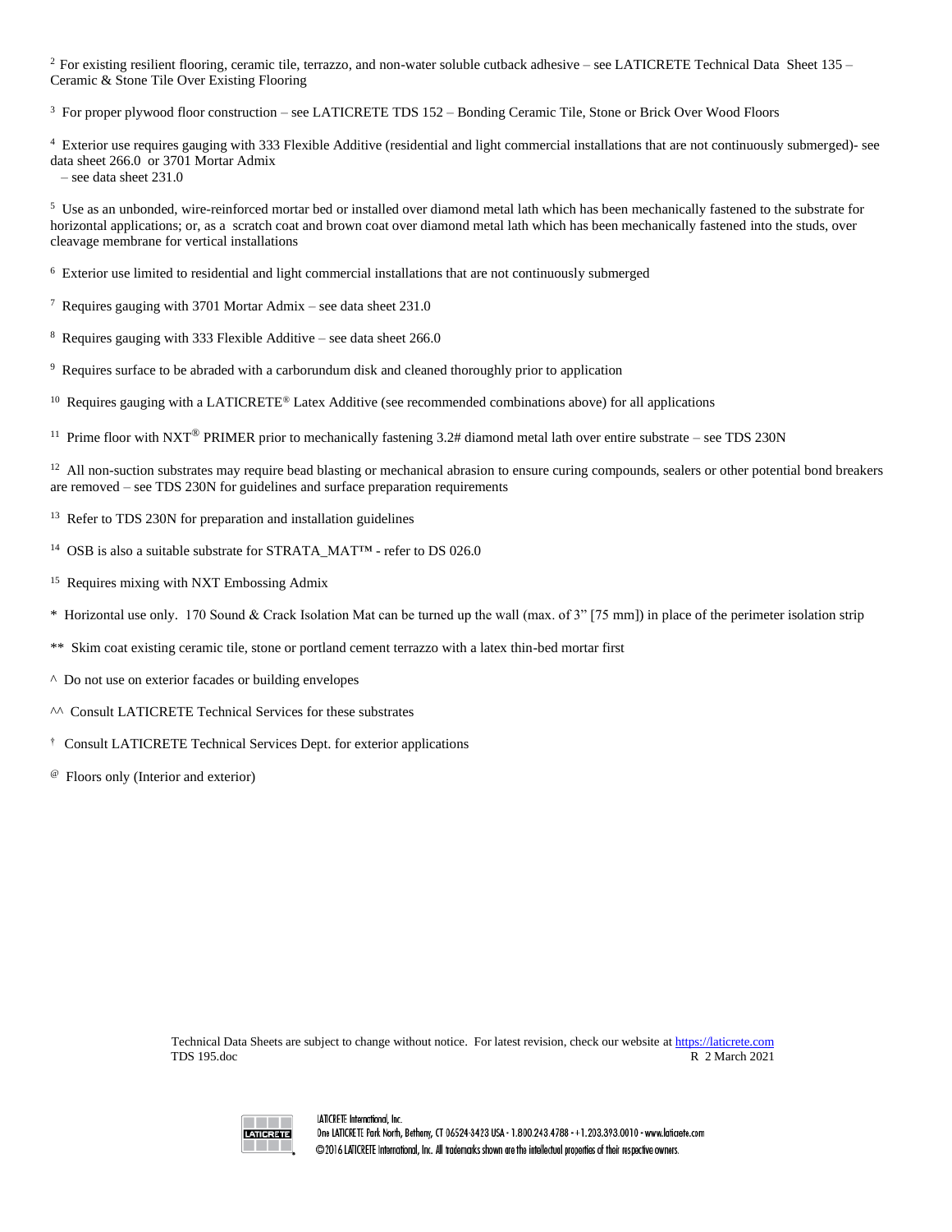[2] For existing resilient flooring, ceramic tile, terrazzo, and non-water soluble cutback adhesive – see LATICRETE Technical Data Sheet 135 – Ceramic & Stone Tile Over Existing Flooring

[3] For proper plywood floor construction – see LATICRETE TDS 152 – Bonding Ceramic Tile, Stone or Brick Over Wood Floors

[4] Exterior use requires gauging with 333 Flexible Additive (residential and light commercial installations that are not continuously submerged)- see data sheet 266.0 or 3701 Mortar Admix – see data sheet 231.0

[5] Use as an unbonded, wire-reinforced mortar bed or installed over diamond metal lath which has been mechanically fastened to the substrate for horizontal applications; or, as a scratch coat and brown coat over diamond metal lath which has been mechanically fastened into the studs, over cleavage membrane for vertical installations

[6] Exterior use limited to residential and light commercial installations that are not continuously submerged

[7] Requires gauging with 3701 Mortar Admix – see data sheet 231.0

[8] Requires gauging with 333 Flexible Additive – see data sheet 266.0

[9] Requires surface to be abraded with a carborundum disk and cleaned thoroughly prior to application

[10] Requires gauging with a LATICRETE® Latex Additive (see recommended combinations above) for all applications

[11] Prime floor with NXT® PRIMER prior to mechanically fastening 3.2# diamond metal lath over entire substrate – see TDS 230N

[12] All non-suction substrates may require bead blasting or mechanical abrasion to ensure curing compounds, sealers or other potential bond breakers are removed – see TDS 230N for guidelines and surface preparation requirements

[13] Refer to TDS 230N for preparation and installation guidelines

[14] OSB is also a suitable substrate for STRATA_MAT™ - refer to DS 026.0

[15] Requires mixing with NXT Embossing Admix

* Horizontal use only. 170 Sound & Crack Isolation Mat can be turned up the wall (max. of 3" [75 mm]) in place of the perimeter isolation strip

** Skim coat existing ceramic tile, stone or portland cement terrazzo with a latex thin-bed mortar first

^ Do not use on exterior facades or building envelopes

^^ Consult LATICRETE Technical Services for these substrates

† Consult LATICRETE Technical Services Dept. for exterior applications

@ Floors only (Interior and exterior)

Technical Data Sheets are subject to change without notice. For latest revision, check our website at https://laticrete.com

TDS 195.doc R 2 March 2021

LATICRETE International, Inc.
One LATICRETE Park North, Bethany, CT 06524-3423 USA • 1.800.243.4788 • +1.203.393.0010 • www.laticrete.com
©2016 LATICRETE International, Inc. All trademarks shown are the intellectual properties of their respective owners.